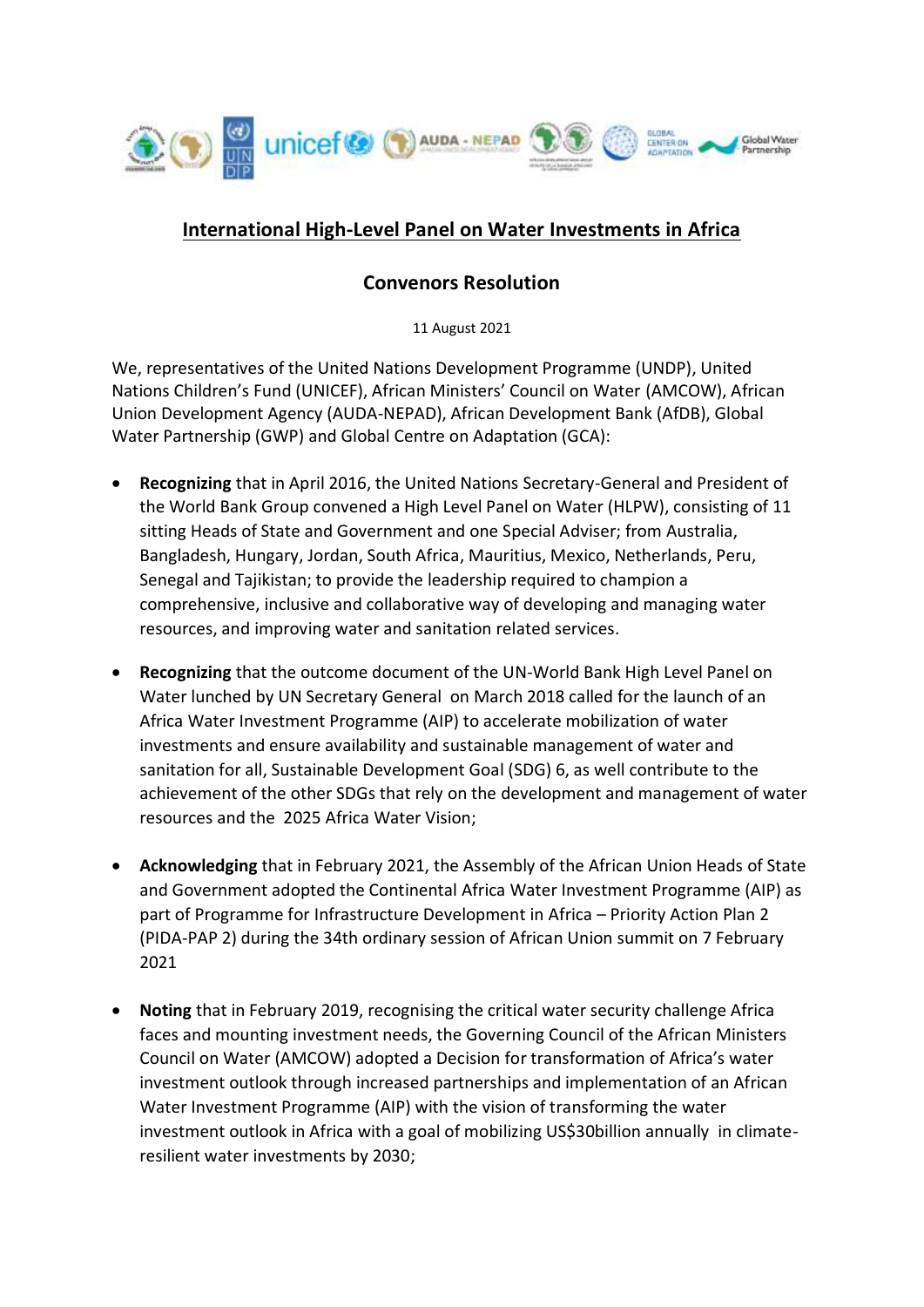## International High-Level Panel on Water Investments in Africa

## Convenors Resolution

11 August 2021

We, representatives of the United Nations Development Programme (UNDP), United Nations Children's Fund (UNICEF), African Ministers' Council on Water (AMCOW), African Union Development Agency (AUDA-NEPAD), African Development Bank (AfDB), Global Water Partnership (GWP) and Global Centre on Adaptation (GCA):

- **Recognizing** that in April 2016, the United Nations Secretary-General and President of the World Bank Group convened a High Level Panel on Water (HLPW), consisting of 11 sitting Heads of State and Government and one Special Adviser; from Australia, Bangladesh, Hungary, Jordan, South Africa, Mauritius, Mexico, Netherlands, Peru, Senegal and Tajikistan; to provide the leadership required to champion a comprehensive, inclusive and collaborative way of developing and managing water resources, and improving water and sanitation related services.

- **Recognizing** that the outcome document of the UN-World Bank High Level Panel on Water lunched by UN Secretary General on March 2018 called for the launch of an Africa Water Investment Programme (AIP) to accelerate mobilization of water investments and ensure availability and sustainable management of water and sanitation for all, Sustainable Development Goal (SDG) 6, as well contribute to the achievement of the other SDGs that rely on the development and management of water resources and the 2025 Africa Water Vision;

- **Acknowledging** that in February 2021, the Assembly of the African Union Heads of State and Government adopted the Continental Africa Water Investment Programme (AIP) as part of Programme for Infrastructure Development in Africa – Priority Action Plan 2 (PIDA-PAP 2) during the 34th ordinary session of African Union summit on 7 February 2021

- **Noting** that in February 2019, recognising the critical water security challenge Africa faces and mounting investment needs, the Governing Council of the African Ministers Council on Water (AMCOW) adopted a Decision for transformation of Africa's water investment outlook through increased partnerships and implementation of an African Water Investment Programme (AIP) with the vision of transforming the water investment outlook in Africa with a goal of mobilizing US$30billion annually in climate-resilient water investments by 2030;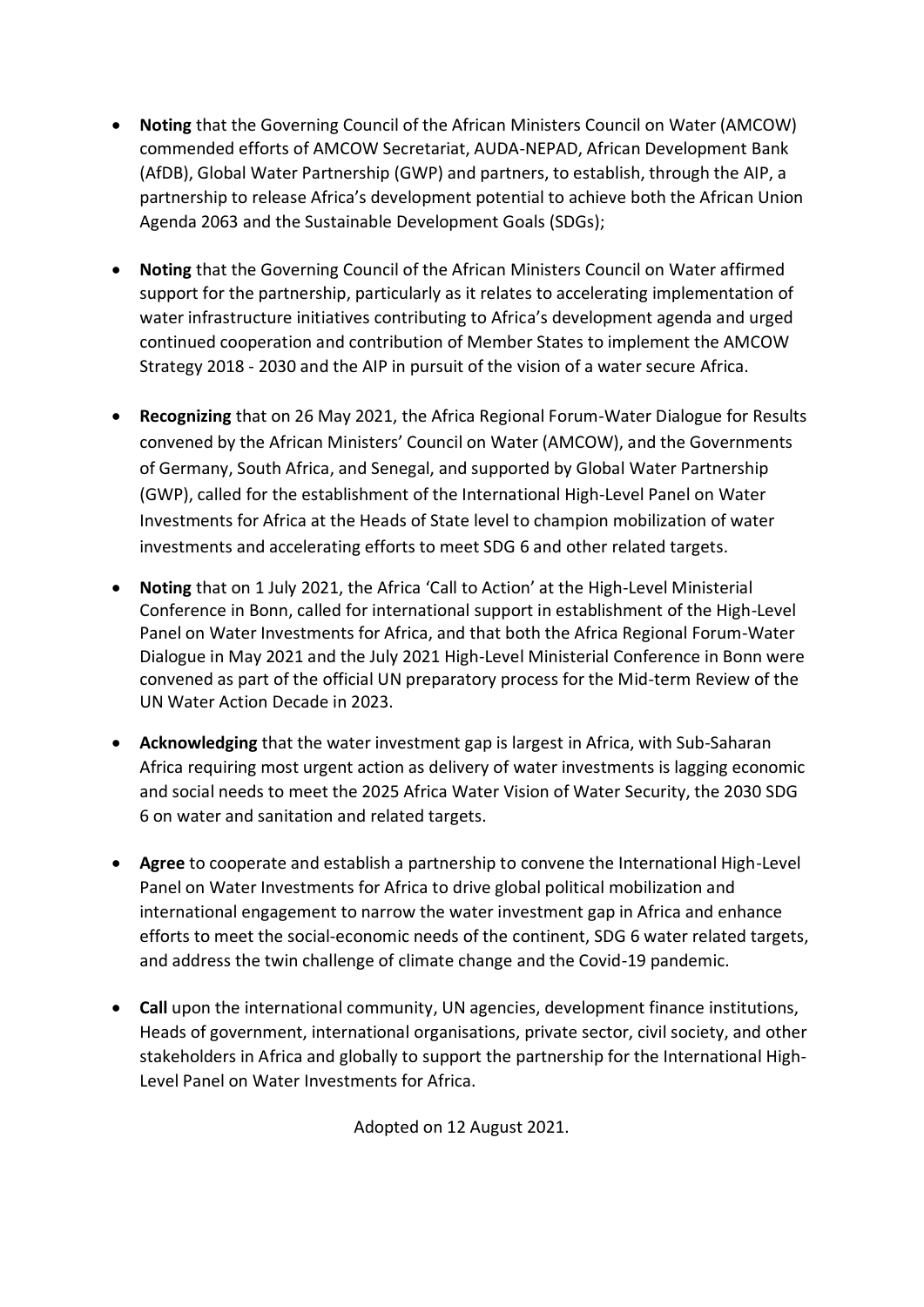- **Noting** that the Governing Council of the African Ministers Council on Water (AMCOW) commended efforts of AMCOW Secretariat, AUDA-NEPAD, African Development Bank (AfDB), Global Water Partnership (GWP) and partners, to establish, through the AIP, a partnership to release Africa's development potential to achieve both the African Union Agenda 2063 and the Sustainable Development Goals (SDGs);

- **Noting** that the Governing Council of the African Ministers Council on Water affirmed support for the partnership, particularly as it relates to accelerating implementation of water infrastructure initiatives contributing to Africa's development agenda and urged continued cooperation and contribution of Member States to implement the AMCOW Strategy 2018 - 2030 and the AIP in pursuit of the vision of a water secure Africa.

- **Recognizing** that on 26 May 2021, the Africa Regional Forum-Water Dialogue for Results convened by the African Ministers' Council on Water (AMCOW), and the Governments of Germany, South Africa, and Senegal, and supported by Global Water Partnership (GWP), called for the establishment of the International High-Level Panel on Water Investments for Africa at the Heads of State level to champion mobilization of water investments and accelerating efforts to meet SDG 6 and other related targets.

- **Noting** that on 1 July 2021, the Africa 'Call to Action' at the High-Level Ministerial Conference in Bonn, called for international support in establishment of the High-Level Panel on Water Investments for Africa, and that both the Africa Regional Forum-Water Dialogue in May 2021 and the July 2021 High-Level Ministerial Conference in Bonn were convened as part of the official UN preparatory process for the Mid-term Review of the UN Water Action Decade in 2023.

- **Acknowledging** that the water investment gap is largest in Africa, with Sub-Saharan Africa requiring most urgent action as delivery of water investments is lagging economic and social needs to meet the 2025 Africa Water Vision of Water Security, the 2030 SDG 6 on water and sanitation and related targets.

- **Agree** to cooperate and establish a partnership to convene the International High-Level Panel on Water Investments for Africa to drive global political mobilization and international engagement to narrow the water investment gap in Africa and enhance efforts to meet the social-economic needs of the continent, SDG 6 water related targets, and address the twin challenge of climate change and the Covid-19 pandemic.

- **Call** upon the international community, UN agencies, development finance institutions, Heads of government, international organisations, private sector, civil society, and other stakeholders in Africa and globally to support the partnership for the International High-Level Panel on Water Investments for Africa.

Adopted on 12 August 2021.